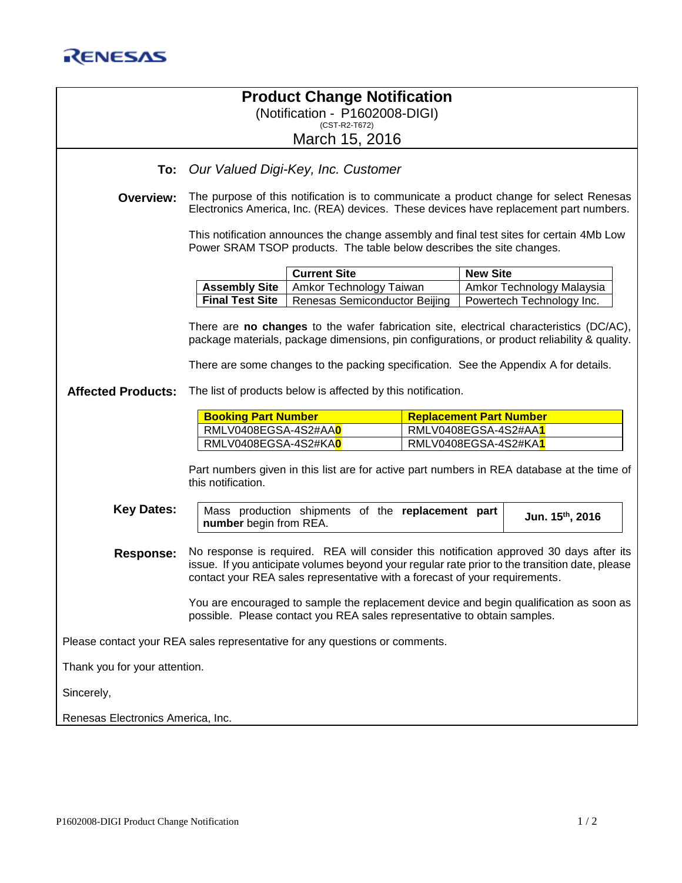RENESAS

# Product Change Notification

(Notification - P1602008-DIGI)

(CST-R2-T672)

March 15, 2016

**To:** *Our Valued Digi-Key, Inc. Customer*

**Overview:** The purpose of this notification is to communicate a product change for select Renesas Electronics America, Inc. (REA) devices. These devices have replacement part numbers.

This notification announces the change assembly and final test sites for certain 4Mb Low Power SRAM TSOP products. The table below describes the site changes.

| | Current Site | New Site |
|---|---|---|
| **Assembly Site** | Amkor Technology Taiwan | Amkor Technology Malaysia |
| **Final Test Site** | Renesas Semiconductor Beijing | Powertech Technology Inc. |

There are **no changes** to the wafer fabrication site, electrical characteristics (DC/AC), package materials, package dimensions, pin configurations, or product reliability & quality.

There are some changes to the packing specification. See the Appendix A for details.

**Affected Products:** The list of products below is affected by this notification.

| Booking Part Number | Replacement Part Number |
|---|---|
| RMLV0408EGSA-4S2#AA**0** | RMLV0408EGSA-4S2#AA**1** |
| RMLV0408EGSA-4S2#KA**0** | RMLV0408EGSA-4S2#KA**1** |

Part numbers given in this list are for active part numbers in REA database at the time of this notification.

**Key Dates:**

| | |
|---|---|
| Mass production shipments of the **replacement part number** begin from REA. | **Jun. 15th, 2016** |

**Response:** No response is required. REA will consider this notification approved 30 days after its issue. If you anticipate volumes beyond your regular rate prior to the transition date, please contact your REA sales representative with a forecast of your requirements.

You are encouraged to sample the replacement device and begin qualification as soon as possible. Please contact you REA sales representative to obtain samples.

Please contact your REA sales representative for any questions or comments.

Thank you for your attention.

Sincerely,

Renesas Electronics America, Inc.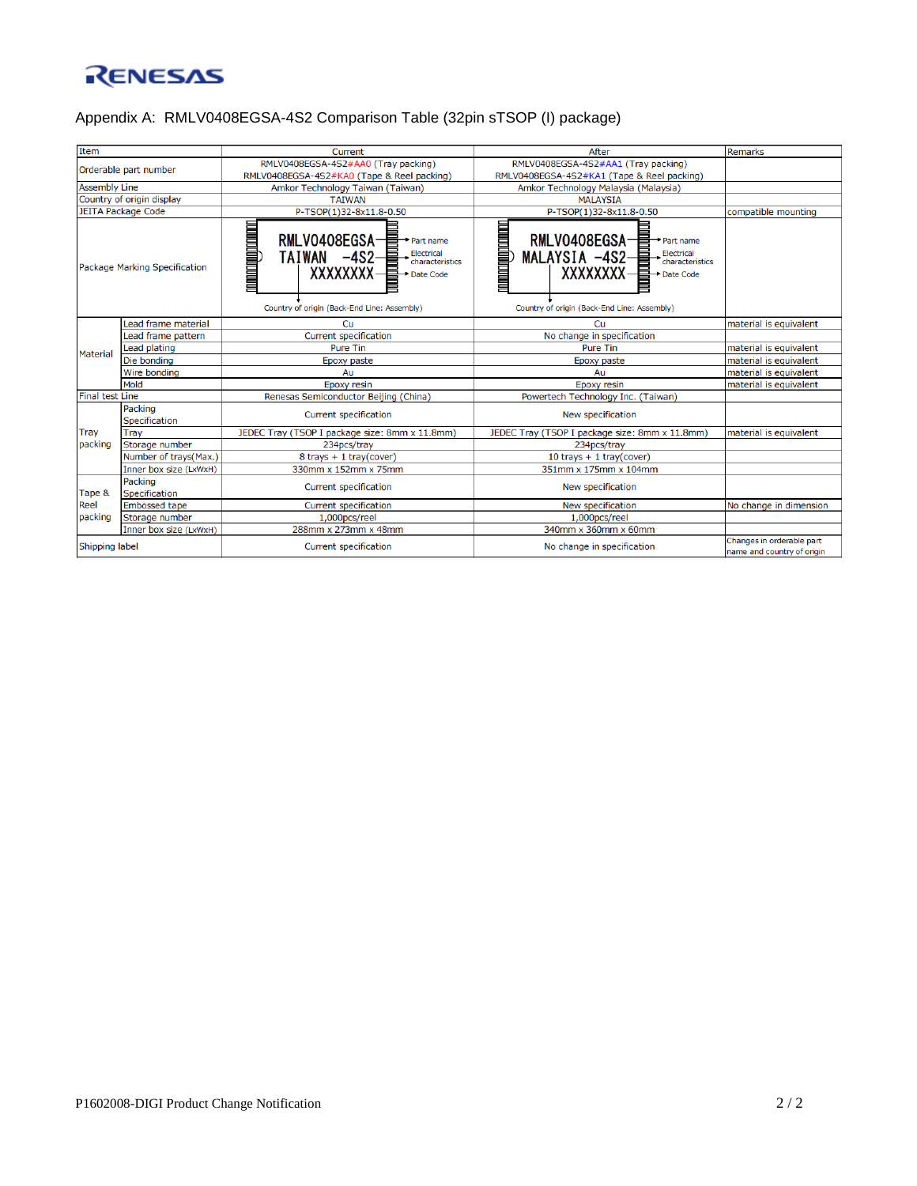Appendix A: RMLV0408EGSA-4S2 Comparison Table (32pin sTSOP (I) package)

| Item | | Current | After | Remarks |
|---|---|---|---|---|
| Orderable part number | | RMLV0408EGSA-4S2#AA0 (Tray packing)<br>RMLV0408EGSA-4S2#KA0 (Tape & Reel packing) | RMLV0408EGSA-4S2#AA1 (Tray packing)<br>RMLV0408EGSA-4S2#KA1 (Tape & Reel packing) | |
| Assembly Line | | Amkor Technology Taiwan (Taiwan) | Amkor Technology Malaysia (Malaysia) | |
| Country of origin display | | TAIWAN | MALAYSIA | |
| JEITA Package Code | | P-TSOP(1)32-8x11.8-0.50 | P-TSOP(1)32-8x11.8-0.50 | compatible mounting |
| Package Marking Specification | | RMLV0408EGSA → Part name<br>TAIWAN -4S2 → Electrical characteristics<br>XXXXXXXX → Date Code<br>Country of origin (Back-End Line: Assembly) | RMLV0408EGSA → Part name<br>MALAYSIA -4S2 → Electrical characteristics<br>XXXXXXXX → Date Code<br>Country of origin (Back-End Line: Assembly) | |
| Material | Lead frame material | Cu | Cu | material is equivalent |
| | Lead frame pattern | Current specification | No change in specification | |
| | Lead plating | Pure Tin | Pure Tin | material is equivalent |
| | Die bonding | Epoxy paste | Epoxy paste | material is equivalent |
| | Wire bonding | Au | Au | material is equivalent |
| | Mold | Epoxy resin | Epoxy resin | material is equivalent |
| Final test Line | | Renesas Semiconductor Beijing (China) | Powertech Technology Inc. (Taiwan) | |
| Tray packing | Packing Specification | Current specification | New specification | |
| | Tray | JEDEC Tray (TSOP I package size: 8mm x 11.8mm) | JEDEC Tray (TSOP I package size: 8mm x 11.8mm) | material is equivalent |
| | Storage number | 234pcs/tray | 234pcs/tray | |
| | Number of trays(Max.) | 8 trays + 1 tray(cover) | 10 trays + 1 tray(cover) | |
| | Inner box size (LxWxH) | 330mm x 152mm x 75mm | 351mm x 175mm x 104mm | |
| Tape & Reel packing | Packing Specification | Current specification | New specification | |
| | Embossed tape | Current specification | New specification | No change in dimension |
| | Storage number | 1,000pcs/reel | 1,000pcs/reel | |
| | Inner box size (LxWxH) | 288mm x 273mm x 48mm | 340mm x 360mm x 60mm | |
| Shipping label | | Current specification | No change in specification | Changes in orderable part name and country of origin |

P1602008-DIGI Product Change Notification